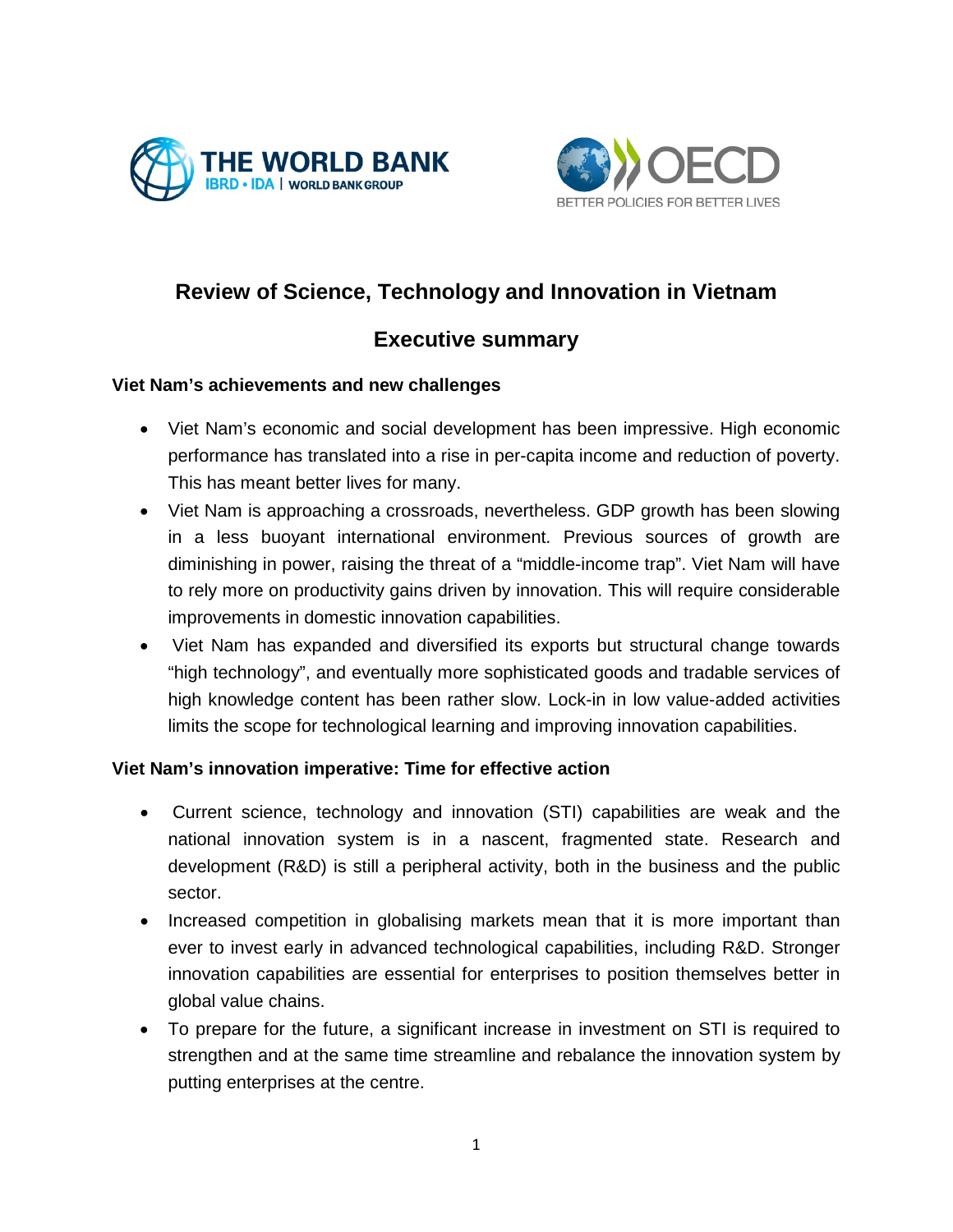# Review of Science, Technology and Innovation in Vietnam

## Executive summary

**Viet Nam's achievements and new challenges**

- Viet Nam's economic and social development has been impressive. High economic performance has translated into a rise in per-capita income and reduction of poverty. This has meant better lives for many.
- Viet Nam is approaching a crossroads, nevertheless. GDP growth has been slowing in a less buoyant international environment. Previous sources of growth are diminishing in power, raising the threat of a "middle-income trap". Viet Nam will have to rely more on productivity gains driven by innovation. This will require considerable improvements in domestic innovation capabilities.
- Viet Nam has expanded and diversified its exports but structural change towards "high technology", and eventually more sophisticated goods and tradable services of high knowledge content has been rather slow. Lock-in in low value-added activities limits the scope for technological learning and improving innovation capabilities.

**Viet Nam's innovation imperative: Time for effective action**

- Current science, technology and innovation (STI) capabilities are weak and the national innovation system is in a nascent, fragmented state. Research and development (R&D) is still a peripheral activity, both in the business and the public sector.
- Increased competition in globalising markets mean that it is more important than ever to invest early in advanced technological capabilities, including R&D. Stronger innovation capabilities are essential for enterprises to position themselves better in global value chains.
- To prepare for the future, a significant increase in investment on STI is required to strengthen and at the same time streamline and rebalance the innovation system by putting enterprises at the centre.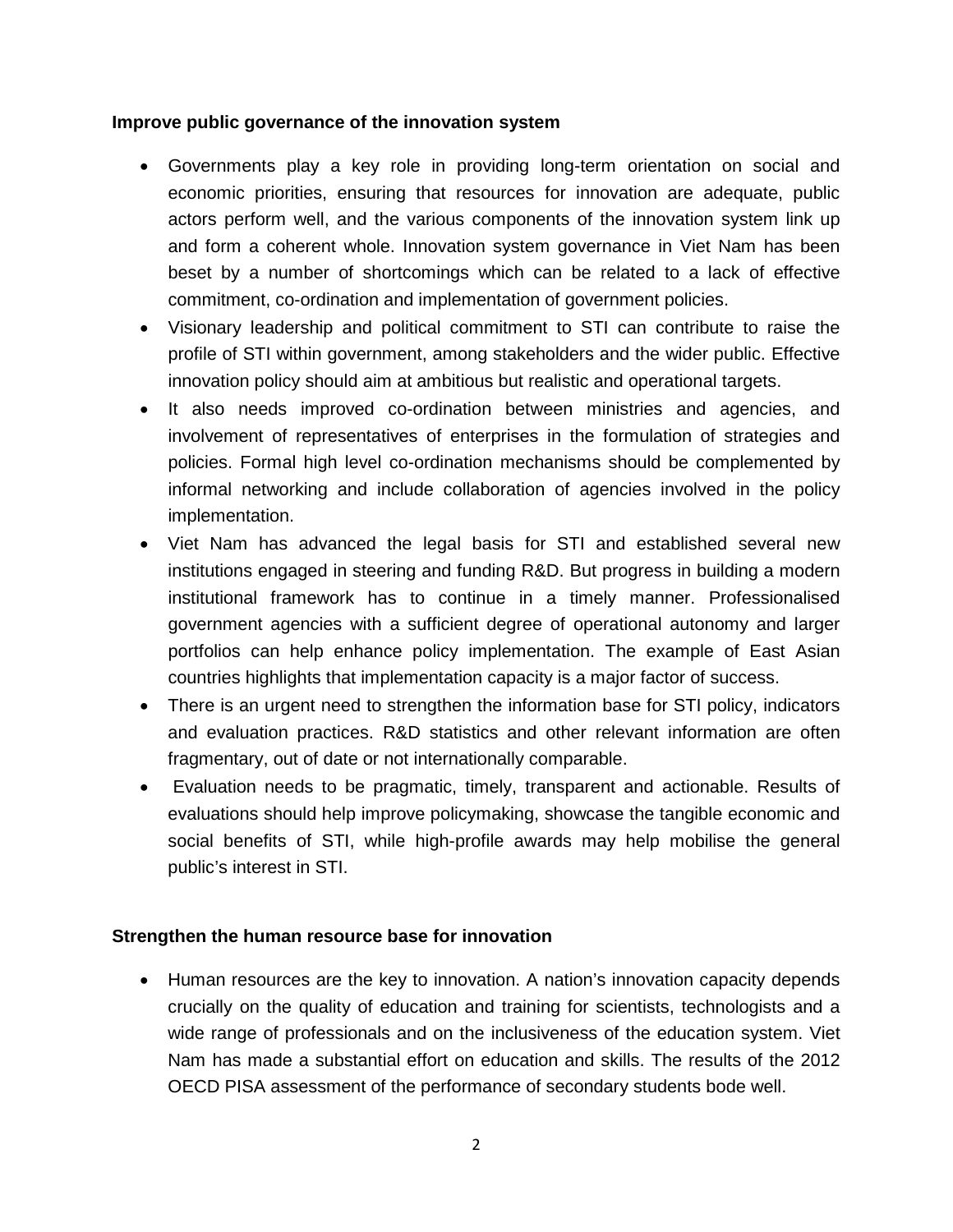**Improve public governance of the innovation system**

- Governments play a key role in providing long-term orientation on social and economic priorities, ensuring that resources for innovation are adequate, public actors perform well, and the various components of the innovation system link up and form a coherent whole. Innovation system governance in Viet Nam has been beset by a number of shortcomings which can be related to a lack of effective commitment, co-ordination and implementation of government policies.
- Visionary leadership and political commitment to STI can contribute to raise the profile of STI within government, among stakeholders and the wider public. Effective innovation policy should aim at ambitious but realistic and operational targets.
- It also needs improved co-ordination between ministries and agencies, and involvement of representatives of enterprises in the formulation of strategies and policies. Formal high level co-ordination mechanisms should be complemented by informal networking and include collaboration of agencies involved in the policy implementation.
- Viet Nam has advanced the legal basis for STI and established several new institutions engaged in steering and funding R&D. But progress in building a modern institutional framework has to continue in a timely manner. Professionalised government agencies with a sufficient degree of operational autonomy and larger portfolios can help enhance policy implementation. The example of East Asian countries highlights that implementation capacity is a major factor of success.
- There is an urgent need to strengthen the information base for STI policy, indicators and evaluation practices. R&D statistics and other relevant information are often fragmentary, out of date or not internationally comparable.
- Evaluation needs to be pragmatic, timely, transparent and actionable. Results of evaluations should help improve policymaking, showcase the tangible economic and social benefits of STI, while high-profile awards may help mobilise the general public's interest in STI.

**Strengthen the human resource base for innovation**

- Human resources are the key to innovation. A nation's innovation capacity depends crucially on the quality of education and training for scientists, technologists and a wide range of professionals and on the inclusiveness of the education system. Viet Nam has made a substantial effort on education and skills. The results of the 2012 OECD PISA assessment of the performance of secondary students bode well.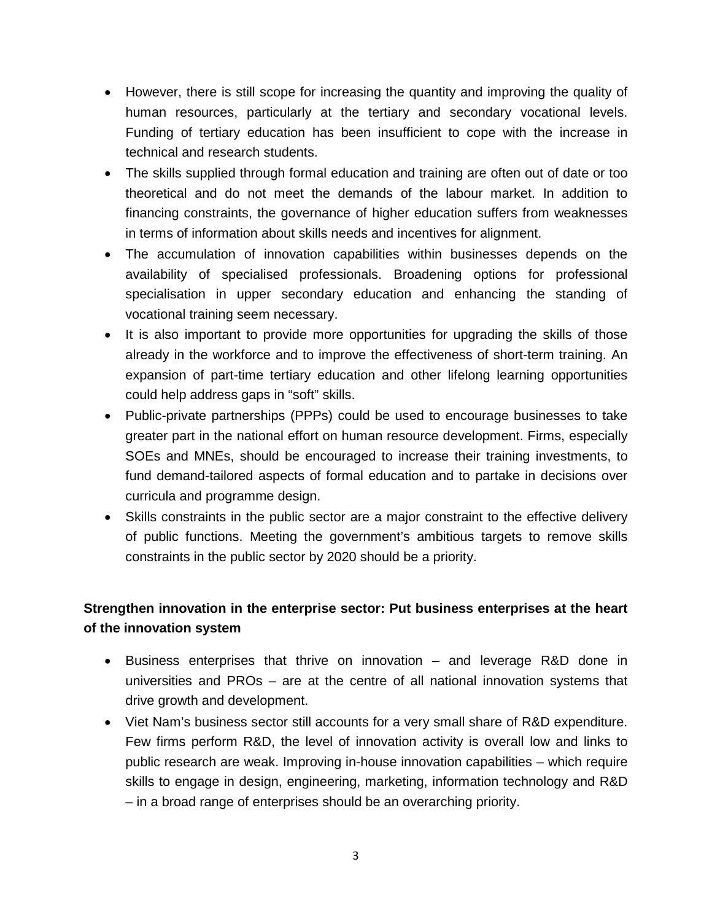- However, there is still scope for increasing the quantity and improving the quality of human resources, particularly at the tertiary and secondary vocational levels. Funding of tertiary education has been insufficient to cope with the increase in technical and research students.
- The skills supplied through formal education and training are often out of date or too theoretical and do not meet the demands of the labour market. In addition to financing constraints, the governance of higher education suffers from weaknesses in terms of information about skills needs and incentives for alignment.
- The accumulation of innovation capabilities within businesses depends on the availability of specialised professionals. Broadening options for professional specialisation in upper secondary education and enhancing the standing of vocational training seem necessary.
- It is also important to provide more opportunities for upgrading the skills of those already in the workforce and to improve the effectiveness of short-term training. An expansion of part-time tertiary education and other lifelong learning opportunities could help address gaps in "soft" skills.
- Public-private partnerships (PPPs) could be used to encourage businesses to take greater part in the national effort on human resource development. Firms, especially SOEs and MNEs, should be encouraged to increase their training investments, to fund demand-tailored aspects of formal education and to partake in decisions over curricula and programme design.
- Skills constraints in the public sector are a major constraint to the effective delivery of public functions. Meeting the government's ambitious targets to remove skills constraints in the public sector by 2020 should be a priority.

**Strengthen innovation in the enterprise sector: Put business enterprises at the heart of the innovation system**

- Business enterprises that thrive on innovation – and leverage R&D done in universities and PROs – are at the centre of all national innovation systems that drive growth and development.
- Viet Nam's business sector still accounts for a very small share of R&D expenditure. Few firms perform R&D, the level of innovation activity is overall low and links to public research are weak. Improving in-house innovation capabilities – which require skills to engage in design, engineering, marketing, information technology and R&D – in a broad range of enterprises should be an overarching priority.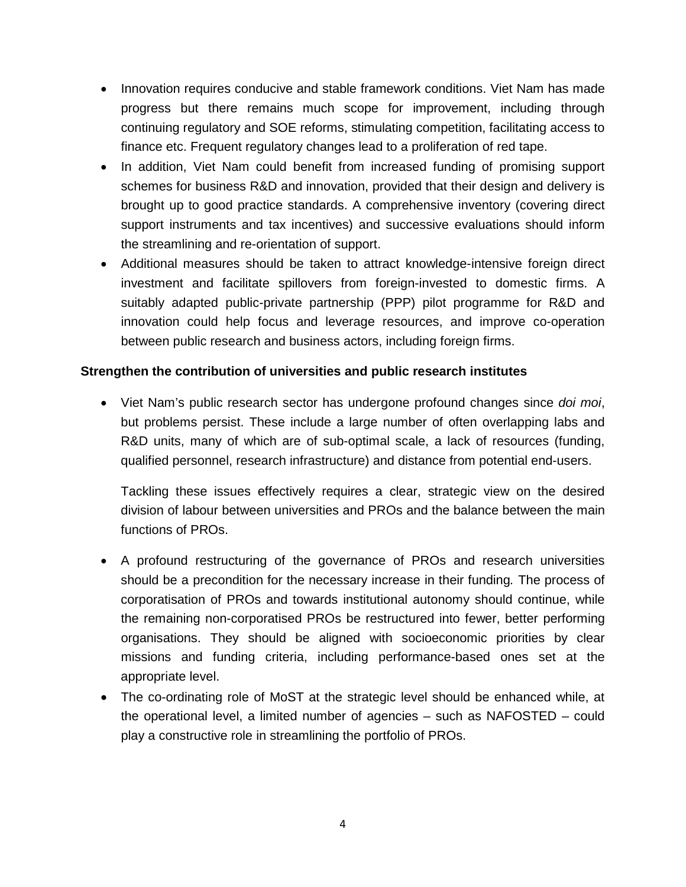- Innovation requires conducive and stable framework conditions. Viet Nam has made progress but there remains much scope for improvement, including through continuing regulatory and SOE reforms, stimulating competition, facilitating access to finance etc. Frequent regulatory changes lead to a proliferation of red tape.
- In addition, Viet Nam could benefit from increased funding of promising support schemes for business R&D and innovation, provided that their design and delivery is brought up to good practice standards. A comprehensive inventory (covering direct support instruments and tax incentives) and successive evaluations should inform the streamlining and re-orientation of support.
- Additional measures should be taken to attract knowledge-intensive foreign direct investment and facilitate spillovers from foreign-invested to domestic firms. A suitably adapted public-private partnership (PPP) pilot programme for R&D and innovation could help focus and leverage resources, and improve co-operation between public research and business actors, including foreign firms.

**Strengthen the contribution of universities and public research institutes**

- Viet Nam's public research sector has undergone profound changes since *doi moi*, but problems persist. These include a large number of often overlapping labs and R&D units, many of which are of sub-optimal scale, a lack of resources (funding, qualified personnel, research infrastructure) and distance from potential end-users.

  Tackling these issues effectively requires a clear, strategic view on the desired division of labour between universities and PROs and the balance between the main functions of PROs.

- A profound restructuring of the governance of PROs and research universities should be a precondition for the necessary increase in their funding. The process of corporatisation of PROs and towards institutional autonomy should continue, while the remaining non-corporatised PROs be restructured into fewer, better performing organisations. They should be aligned with socioeconomic priorities by clear missions and funding criteria, including performance-based ones set at the appropriate level.
- The co-ordinating role of MoST at the strategic level should be enhanced while, at the operational level, a limited number of agencies – such as NAFOSTED – could play a constructive role in streamlining the portfolio of PROs.